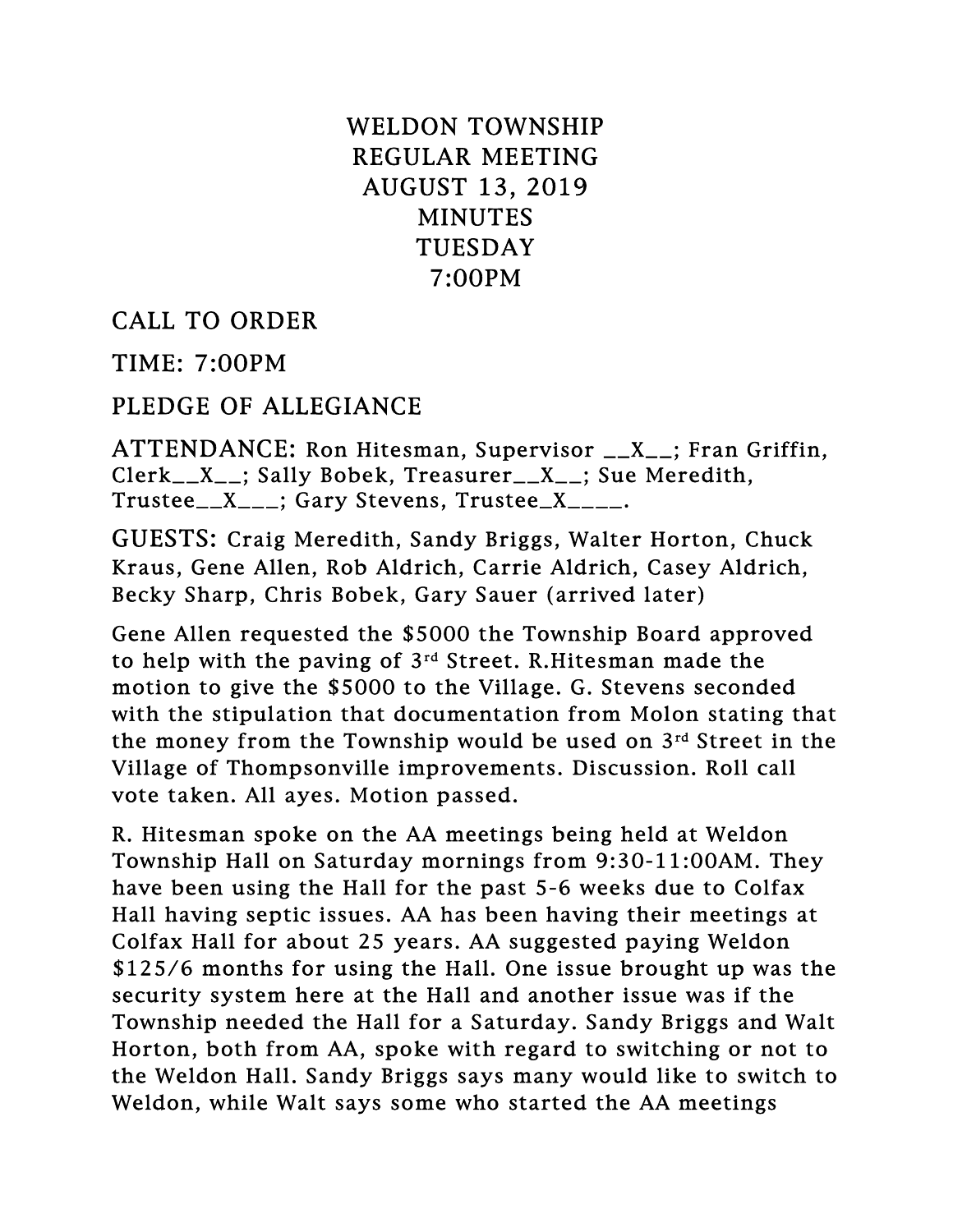# WELDON TOWNSHIP
## REGULAR MEETING
## AUGUST 13, 2019
## MINUTES
## TUESDAY
## 7:00PM

CALL TO ORDER

TIME: 7:00PM

PLEDGE OF ALLEGIANCE

ATTENDANCE: Ron Hitesman, Supervisor __X__; Fran Griffin, Clerk__X__; Sally Bobek, Treasurer__X__; Sue Meredith, Trustee__X___; Gary Stevens, Trustee_X____.

GUESTS: Craig Meredith, Sandy Briggs, Walter Horton, Chuck Kraus, Gene Allen, Rob Aldrich, Carrie Aldrich, Casey Aldrich, Becky Sharp, Chris Bobek, Gary Sauer (arrived later)

Gene Allen requested the $5000 the Township Board approved to help with the paving of 3rd Street. R.Hitesman made the motion to give the $5000 to the Village. G. Stevens seconded with the stipulation that documentation from Molon stating that the money from the Township would be used on 3rd Street in the Village of Thompsonville improvements. Discussion. Roll call vote taken. All ayes. Motion passed.

R. Hitesman spoke on the AA meetings being held at Weldon Township Hall on Saturday mornings from 9:30-11:00AM. They have been using the Hall for the past 5-6 weeks due to Colfax Hall having septic issues. AA has been having their meetings at Colfax Hall for about 25 years. AA suggested paying Weldon $125/6 months for using the Hall. One issue brought up was the security system here at the Hall and another issue was if the Township needed the Hall for a Saturday. Sandy Briggs and Walt Horton, both from AA, spoke with regard to switching or not to the Weldon Hall. Sandy Briggs says many would like to switch to Weldon, while Walt says some who started the AA meetings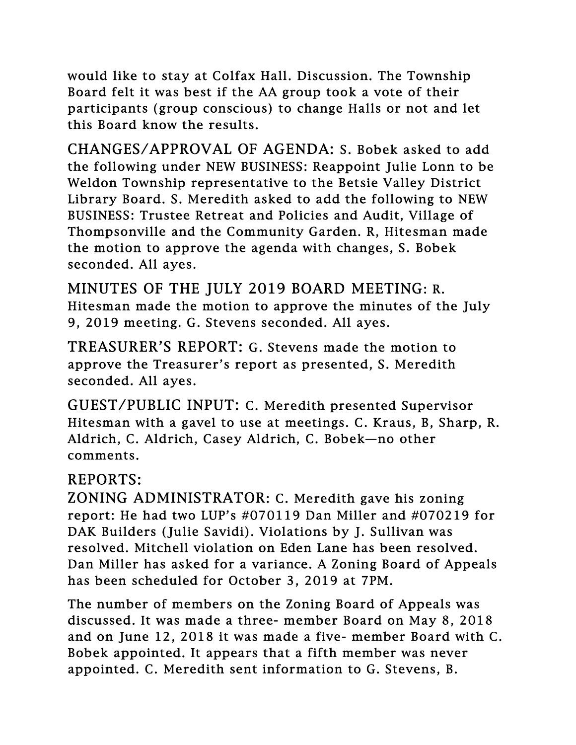would like to stay at Colfax Hall. Discussion. The Township Board felt it was best if the AA group took a vote of their participants (group conscious) to change Halls or not and let this Board know the results.

CHANGES/APPROVAL OF AGENDA: S. Bobek asked to add the following under NEW BUSINESS: Reappoint Julie Lonn to be Weldon Township representative to the Betsie Valley District Library Board. S. Meredith asked to add the following to NEW BUSINESS: Trustee Retreat and Policies and Audit, Village of Thompsonville and the Community Garden. R, Hitesman made the motion to approve the agenda with changes, S. Bobek seconded. All ayes.

MINUTES OF THE JULY 2019 BOARD MEETING: R. Hitesman made the motion to approve the minutes of the July 9, 2019 meeting. G. Stevens seconded. All ayes.

TREASURER'S REPORT: G. Stevens made the motion to approve the Treasurer's report as presented, S. Meredith seconded. All ayes.

GUEST/PUBLIC INPUT: C. Meredith presented Supervisor Hitesman with a gavel to use at meetings. C. Kraus, B, Sharp, R. Aldrich, C. Aldrich, Casey Aldrich, C. Bobek—no other comments.

REPORTS:

ZONING ADMINISTRATOR: C. Meredith gave his zoning report: He had two LUP's #070119 Dan Miller and #070219 for DAK Builders (Julie Savidi). Violations by J. Sullivan was resolved. Mitchell violation on Eden Lane has been resolved. Dan Miller has asked for a variance. A Zoning Board of Appeals has been scheduled for October 3, 2019 at 7PM.

The number of members on the Zoning Board of Appeals was discussed. It was made a three- member Board on May 8, 2018 and on June 12, 2018 it was made a five- member Board with C. Bobek appointed. It appears that a fifth member was never appointed. C. Meredith sent information to G. Stevens, B.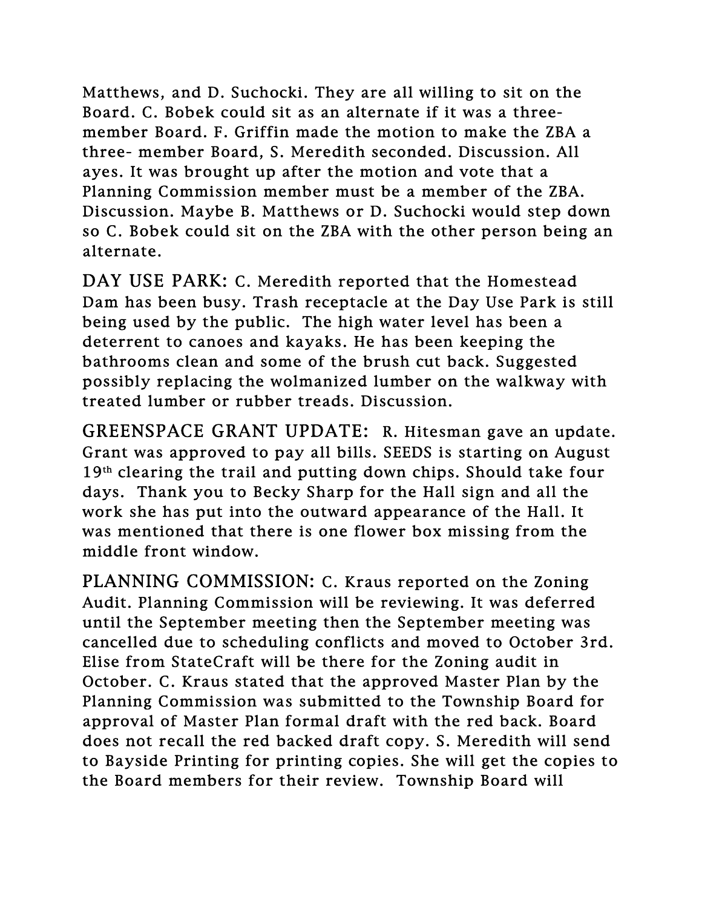Matthews, and D. Suchocki. They are all willing to sit on the Board. C. Bobek could sit as an alternate if it was a three-member Board. F. Griffin made the motion to make the ZBA a three- member Board, S. Meredith seconded. Discussion. All ayes. It was brought up after the motion and vote that a Planning Commission member must be a member of the ZBA. Discussion. Maybe B. Matthews or D. Suchocki would step down so C. Bobek could sit on the ZBA with the other person being an alternate.

DAY USE PARK: C. Meredith reported that the Homestead Dam has been busy. Trash receptacle at the Day Use Park is still being used by the public. The high water level has been a deterrent to canoes and kayaks. He has been keeping the bathrooms clean and some of the brush cut back. Suggested possibly replacing the wolmanized lumber on the walkway with treated lumber or rubber treads. Discussion.

GREENSPACE GRANT UPDATE: R. Hitesman gave an update. Grant was approved to pay all bills. SEEDS is starting on August 19th clearing the trail and putting down chips. Should take four days. Thank you to Becky Sharp for the Hall sign and all the work she has put into the outward appearance of the Hall. It was mentioned that there is one flower box missing from the middle front window.

PLANNING COMMISSION: C. Kraus reported on the Zoning Audit. Planning Commission will be reviewing. It was deferred until the September meeting then the September meeting was cancelled due to scheduling conflicts and moved to October 3rd. Elise from StateCraft will be there for the Zoning audit in October. C. Kraus stated that the approved Master Plan by the Planning Commission was submitted to the Township Board for approval of Master Plan formal draft with the red back. Board does not recall the red backed draft copy. S. Meredith will send to Bayside Printing for printing copies. She will get the copies to the Board members for their review. Township Board will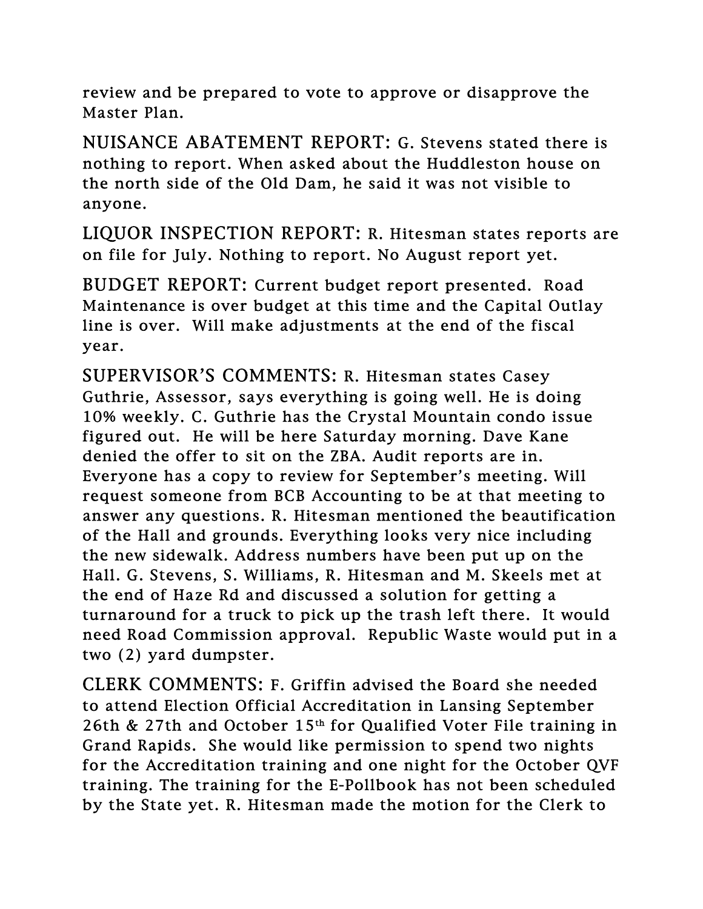review and be prepared to vote to approve or disapprove the Master Plan.

**NUISANCE ABATEMENT REPORT:** G. Stevens stated there is nothing to report. When asked about the Huddleston house on the north side of the Old Dam, he said it was not visible to anyone.

**LIQUOR INSPECTION REPORT:** R. Hitesman states reports are on file for July. Nothing to report. No August report yet.

**BUDGET REPORT:** Current budget report presented. Road Maintenance is over budget at this time and the Capital Outlay line is over. Will make adjustments at the end of the fiscal year.

**SUPERVISOR'S COMMENTS:** R. Hitesman states Casey Guthrie, Assessor, says everything is going well. He is doing 10% weekly. C. Guthrie has the Crystal Mountain condo issue figured out. He will be here Saturday morning. Dave Kane denied the offer to sit on the ZBA. Audit reports are in. Everyone has a copy to review for September's meeting. Will request someone from BCB Accounting to be at that meeting to answer any questions. R. Hitesman mentioned the beautification of the Hall and grounds. Everything looks very nice including the new sidewalk. Address numbers have been put up on the Hall. G. Stevens, S. Williams, R. Hitesman and M. Skeels met at the end of Haze Rd and discussed a solution for getting a turnaround for a truck to pick up the trash left there. It would need Road Commission approval. Republic Waste would put in a two (2) yard dumpster.

**CLERK COMMENTS:** F. Griffin advised the Board she needed to attend Election Official Accreditation in Lansing September 26th & 27th and October 15th for Qualified Voter File training in Grand Rapids. She would like permission to spend two nights for the Accreditation training and one night for the October QVF training. The training for the E-Pollbook has not been scheduled by the State yet. R. Hitesman made the motion for the Clerk to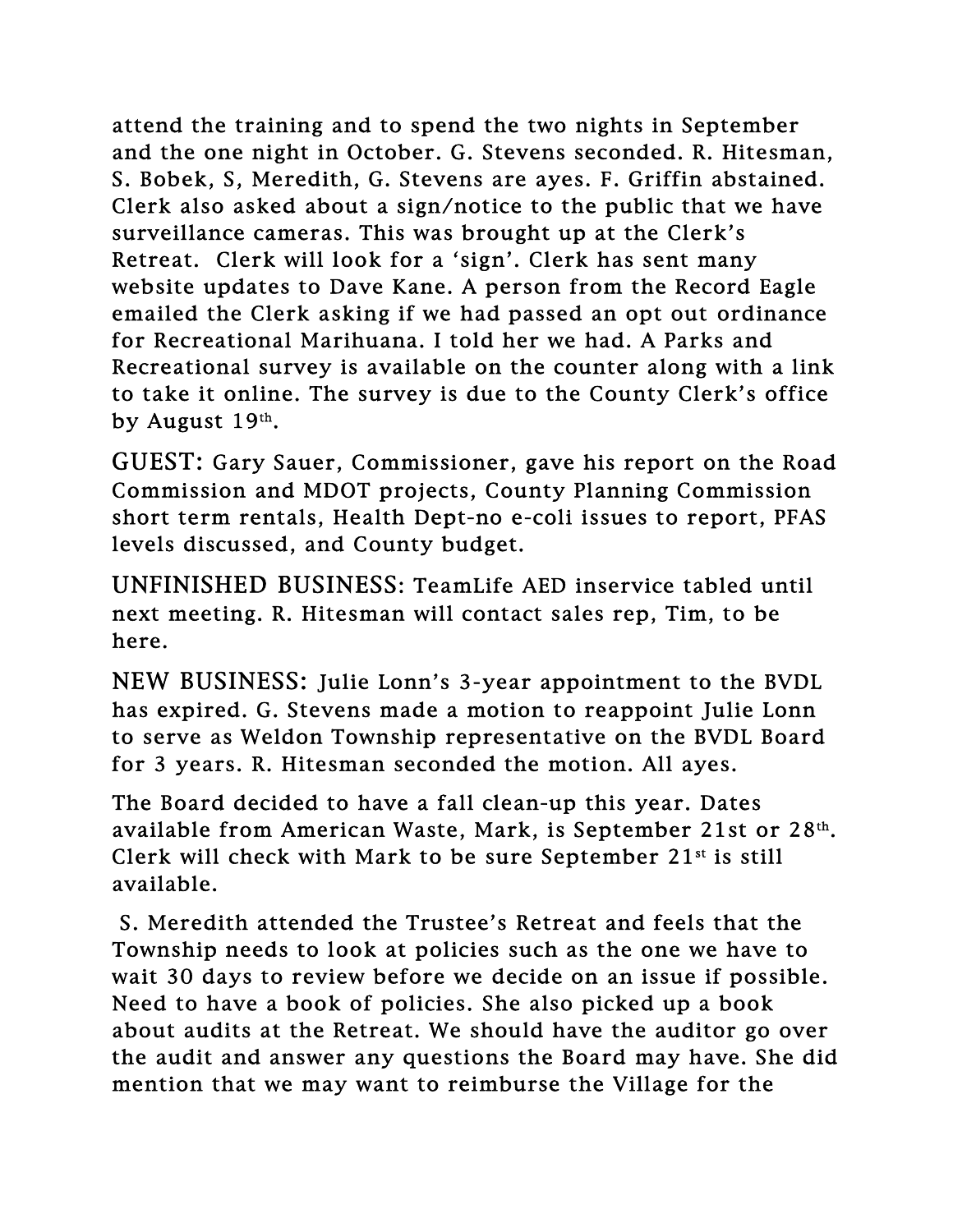attend the training and to spend the two nights in September and the one night in October. G. Stevens seconded. R. Hitesman, S. Bobek, S, Meredith, G. Stevens are ayes. F. Griffin abstained. Clerk also asked about a sign/notice to the public that we have surveillance cameras. This was brought up at the Clerk's Retreat. Clerk will look for a 'sign'. Clerk has sent many website updates to Dave Kane. A person from the Record Eagle emailed the Clerk asking if we had passed an opt out ordinance for Recreational Marihuana. I told her we had. A Parks and Recreational survey is available on the counter along with a link to take it online. The survey is due to the County Clerk's office by August 19th.

GUEST: Gary Sauer, Commissioner, gave his report on the Road Commission and MDOT projects, County Planning Commission short term rentals, Health Dept-no e-coli issues to report, PFAS levels discussed, and County budget.

UNFINISHED BUSINESS: TeamLife AED inservice tabled until next meeting. R. Hitesman will contact sales rep, Tim, to be here.

NEW BUSINESS: Julie Lonn's 3-year appointment to the BVDL has expired. G. Stevens made a motion to reappoint Julie Lonn to serve as Weldon Township representative on the BVDL Board for 3 years. R. Hitesman seconded the motion. All ayes.

The Board decided to have a fall clean-up this year. Dates available from American Waste, Mark, is September 21st or 28th. Clerk will check with Mark to be sure September 21st is still available.

S. Meredith attended the Trustee's Retreat and feels that the Township needs to look at policies such as the one we have to wait 30 days to review before we decide on an issue if possible. Need to have a book of policies. She also picked up a book about audits at the Retreat. We should have the auditor go over the audit and answer any questions the Board may have. She did mention that we may want to reimburse the Village for the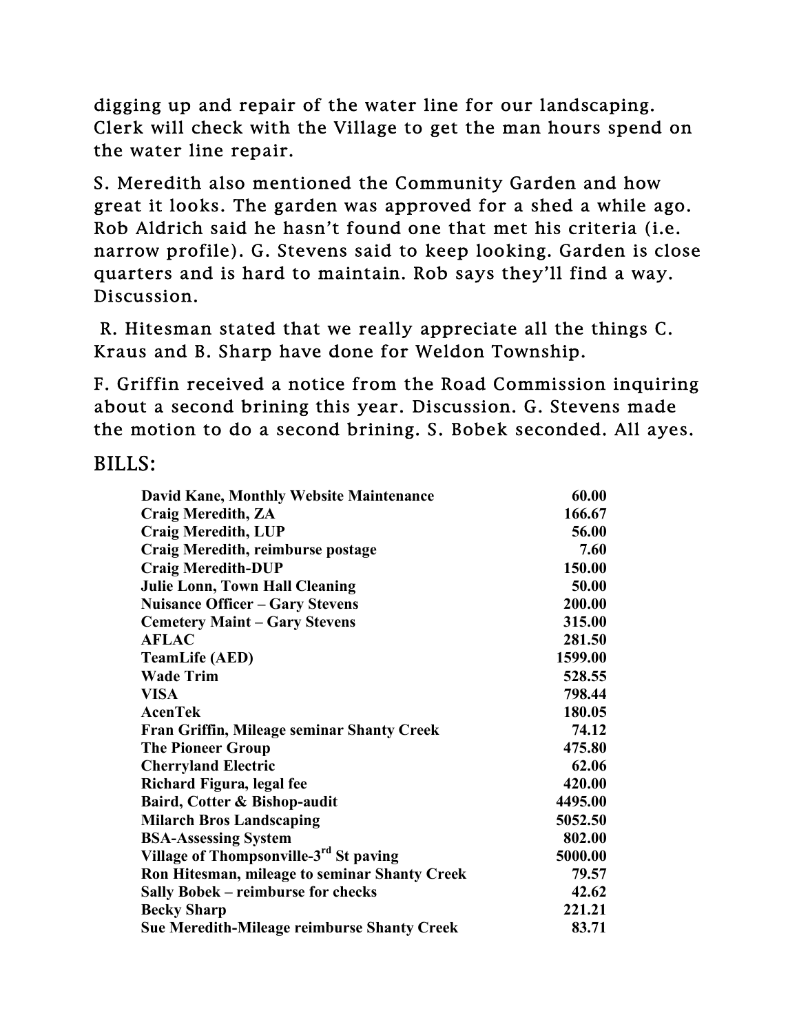digging up and repair of the water line for our landscaping. Clerk will check with the Village to get the man hours spend on the water line repair.

S. Meredith also mentioned the Community Garden and how great it looks. The garden was approved for a shed a while ago. Rob Aldrich said he hasn't found one that met his criteria (i.e. narrow profile). G. Stevens said to keep looking. Garden is close quarters and is hard to maintain. Rob says they'll find a way. Discussion.

R. Hitesman stated that we really appreciate all the things C. Kraus and B. Sharp have done for Weldon Township.

F. Griffin received a notice from the Road Commission inquiring about a second brining this year. Discussion. G. Stevens made the motion to do a second brining. S. Bobek seconded. All ayes.

## BILLS:

| | |
|---|---|
| **David Kane, Monthly Website Maintenance** | **60.00** |
| **Craig Meredith, ZA** | **166.67** |
| **Craig Meredith, LUP** | **56.00** |
| **Craig Meredith, reimburse postage** | **7.60** |
| **Craig Meredith-DUP** | **150.00** |
| **Julie Lonn, Town Hall Cleaning** | **50.00** |
| **Nuisance Officer – Gary Stevens** | **200.00** |
| **Cemetery Maint – Gary Stevens** | **315.00** |
| **AFLAC** | **281.50** |
| **TeamLife (AED)** | **1599.00** |
| **Wade Trim** | **528.55** |
| **VISA** | **798.44** |
| **AcenTek** | **180.05** |
| **Fran Griffin, Mileage seminar Shanty Creek** | **74.12** |
| **The Pioneer Group** | **475.80** |
| **Cherryland Electric** | **62.06** |
| **Richard Figura, legal fee** | **420.00** |
| **Baird, Cotter & Bishop-audit** | **4495.00** |
| **Milarch Bros Landscaping** | **5052.50** |
| **BSA-Assessing System** | **802.00** |
| **Village of Thompsonville-3rd St paving** | **5000.00** |
| **Ron Hitesman, mileage to seminar Shanty Creek** | **79.57** |
| **Sally Bobek – reimburse for checks** | **42.62** |
| **Becky Sharp** | **221.21** |
| **Sue Meredith-Mileage reimburse Shanty Creek** | **83.71** |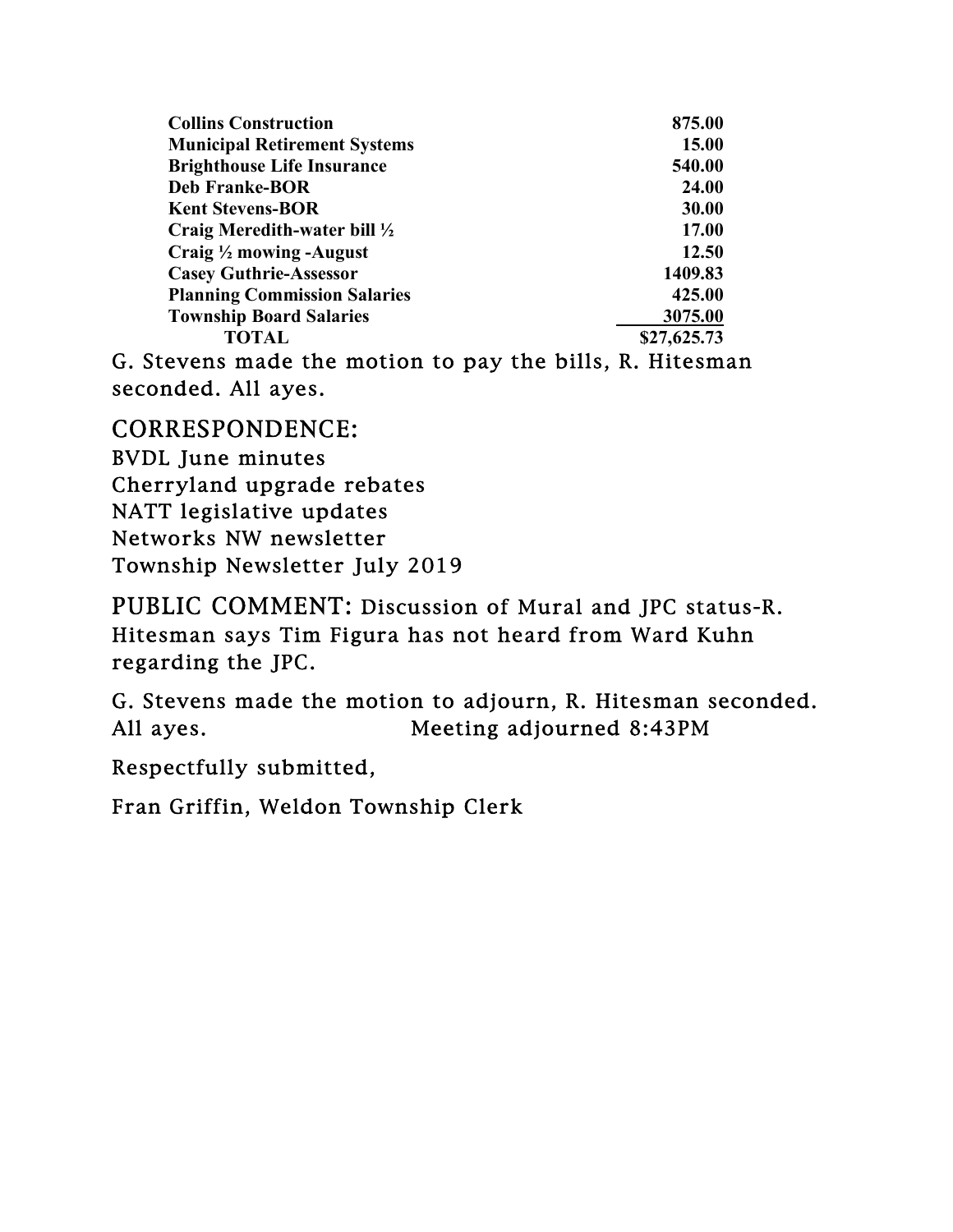| | |
|---|---|
| **Collins Construction** | **875.00** |
| **Municipal Retirement Systems** | **15.00** |
| **Brighthouse Life Insurance** | **540.00** |
| **Deb Franke-BOR** | **24.00** |
| **Kent Stevens-BOR** | **30.00** |
| **Craig Meredith-water bill ½** | **17.00** |
| **Craig ½ mowing -August** | **12.50** |
| **Casey Guthrie-Assessor** | **1409.83** |
| **Planning Commission Salaries** | **425.00** |
| **Township Board Salaries** | **3075.00** |
| **TOTAL** | **$27,625.73** |

G. Stevens made the motion to pay the bills, R. Hitesman seconded. All ayes.

## CORRESPONDENCE:

BVDL June minutes
Cherryland upgrade rebates
NATT legislative updates
Networks NW newsletter
Township Newsletter July 2019

**PUBLIC COMMENT:** Discussion of Mural and JPC status-R. Hitesman says Tim Figura has not heard from Ward Kuhn regarding the JPC.

G. Stevens made the motion to adjourn, R. Hitesman seconded. All ayes. Meeting adjourned 8:43PM

Respectfully submitted,

Fran Griffin, Weldon Township Clerk